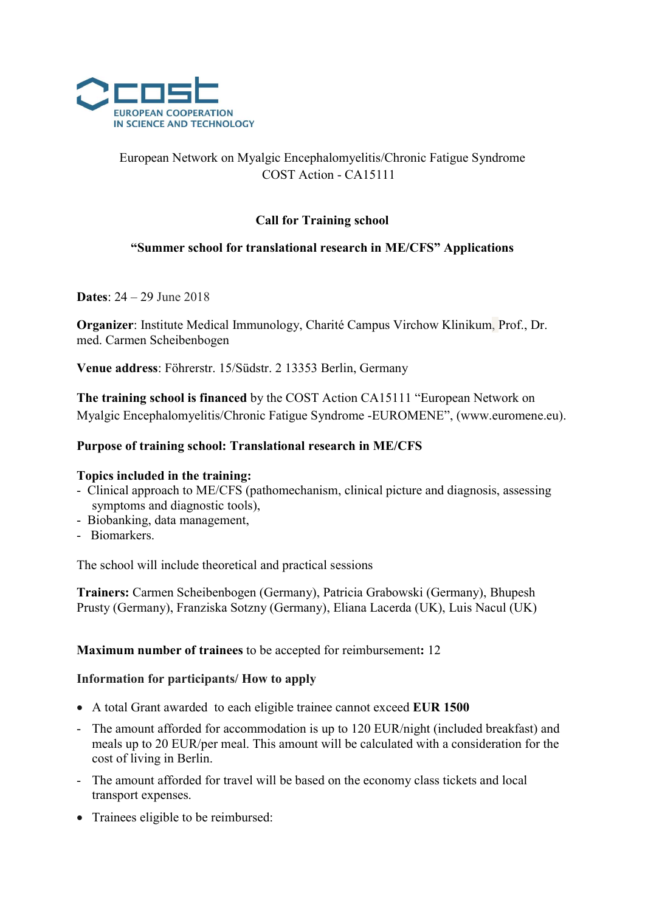EUROPEAN COOPERATION IN SCIENCE AND TECHNOLOGY

European Network on Myalgic Encephalomyelitis/Chronic Fatigue Syndrome
COST Action - CA15111

**Call for Training school**

**"Summer school for translational research in ME/CFS" Applications**

**Dates**: 24 – 29 June 2018

**Organizer**: Institute Medical Immunology, Charité Campus Virchow Klinikum, Prof., Dr. med. Carmen Scheibenbogen

**Venue address**: Föhrerstr. 15/Südstr. 2 13353 Berlin, Germany

**The training school is financed** by the COST Action CA15111 "European Network on Myalgic Encephalomyelitis/Chronic Fatigue Syndrome -EUROMENE", (www.euromene.eu).

**Purpose of training school: Translational research in ME/CFS**

**Topics included in the training:**
- Clinical approach to ME/CFS (pathomechanism, clinical picture and diagnosis, assessing symptoms and diagnostic tools),
- Biobanking, data management,
- Biomarkers.

The school will include theoretical and practical sessions

**Trainers:** Carmen Scheibenbogen (Germany), Patricia Grabowski (Germany), Bhupesh Prusty (Germany), Franziska Sotzny (Germany), Eliana Lacerda (UK), Luis Nacul (UK)

**Maximum number of trainees** to be accepted for reimbursement**:** 12

**Information for participants/ How to apply**

- A total Grant awarded to each eligible trainee cannot exceed **EUR 1500**
- The amount afforded for accommodation is up to 120 EUR/night (included breakfast) and meals up to 20 EUR/per meal. This amount will be calculated with a consideration for the cost of living in Berlin.
- The amount afforded for travel will be based on the economy class tickets and local transport expenses.
- Trainees eligible to be reimbursed: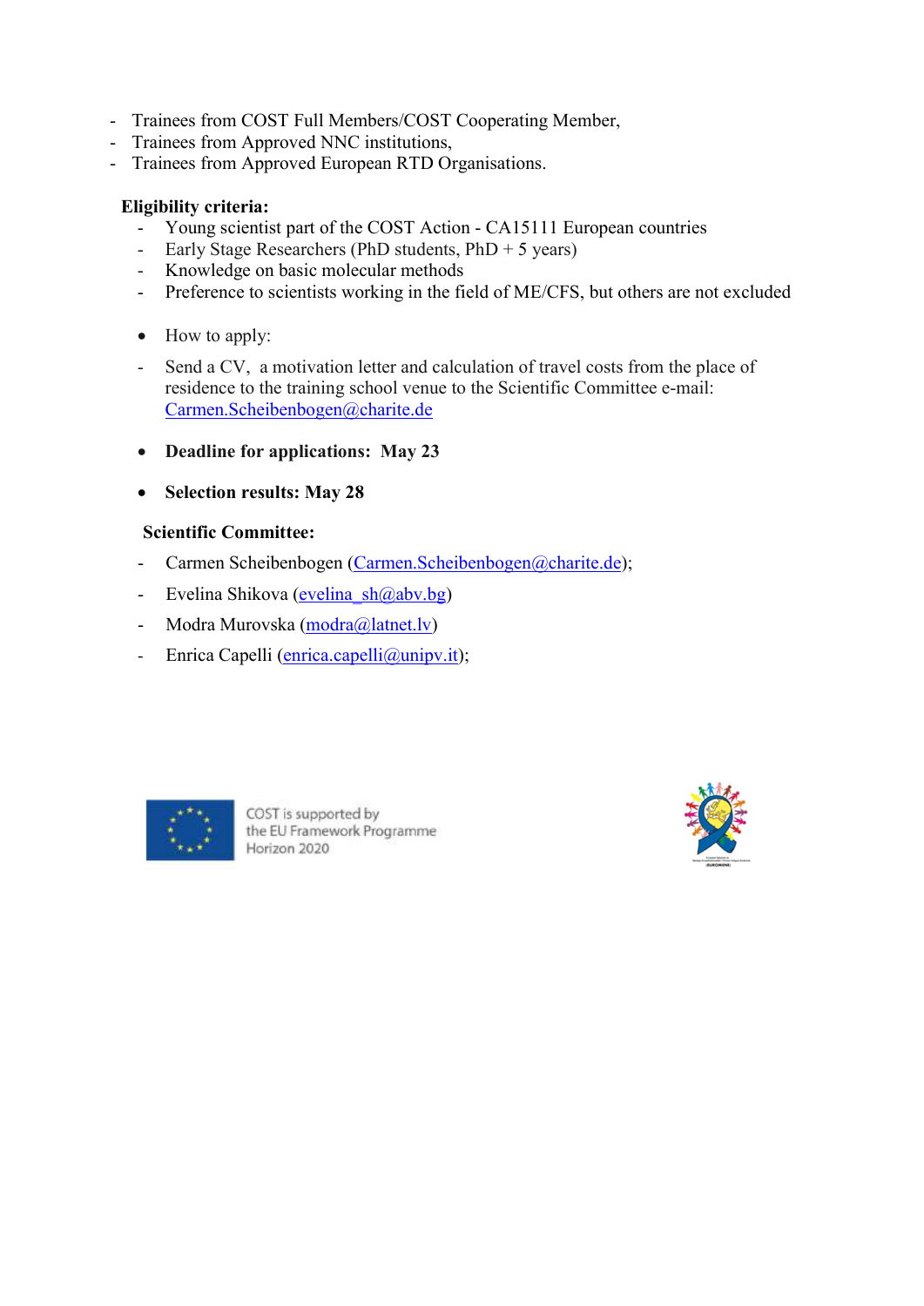- Trainees from COST Full Members/COST Cooperating Member,
- Trainees from Approved NNC institutions,
- Trainees from Approved European RTD Organisations.

**Eligibility criteria:**

- Young scientist part of the COST Action - CA15111 European countries
- Early Stage Researchers (PhD students, PhD + 5 years)
- Knowledge on basic molecular methods
- Preference to scientists working in the field of ME/CFS, but others are not excluded

- How to apply:

- Send a CV, a motivation letter and calculation of travel costs from the place of residence to the training school venue to the Scientific Committee e-mail: Carmen.Scheibenbogen@charite.de

- **Deadline for applications: May 23**

- **Selection results: May 28**

**Scientific Committee:**

- Carmen Scheibenbogen (Carmen.Scheibenbogen@charite.de);
- Evelina Shikova (evelina_sh@abv.bg)
- Modra Murovska (modra@latnet.lv)
- Enrica Capelli (enrica.capelli@unipv.it);

COST is supported by the EU Framework Programme Horizon 2020